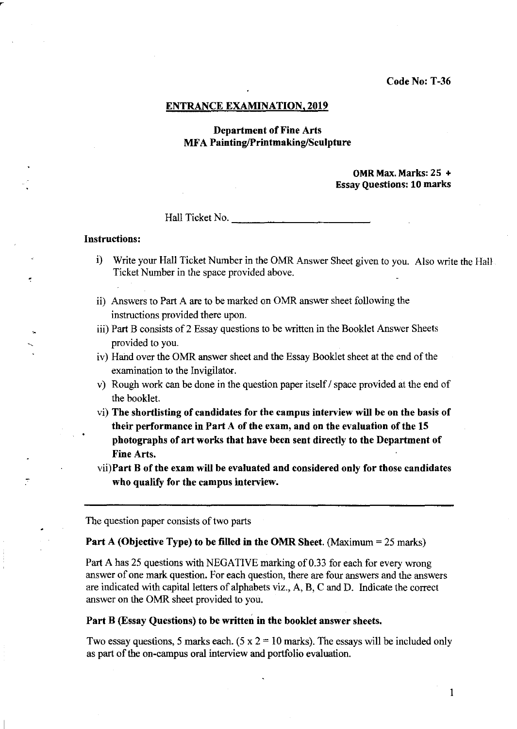**Code No: T-36**

## ENTRANCE EXAMINATION, 2019

### Department of Fine Arts
### MFA Painting/Printmaking/Sculpture

**OMR Max. Marks: 25 +**
**Essay Questions: 10 marks**

Hall Ticket No. ____________________

**Instructions:**

i) Write your Hall Ticket Number in the OMR Answer Sheet given to you. Also write the Hall Ticket Number in the space provided above.

ii) Answers to Part A are to be marked on OMR answer sheet following the instructions provided there upon.

iii) Part B consists of 2 Essay questions to be written in the Booklet Answer Sheets provided to you.

iv) Hand over the OMR answer sheet and the Essay Booklet sheet at the end of the examination to the Invigilator.

v) Rough work can be done in the question paper itself / space provided at the end of the booklet.

vi) **The shortlisting of candidates for the campus interview will be on the basis of their performance in Part A of the exam, and on the evaluation of the 15 photographs of art works that have been sent directly to the Department of Fine Arts.**

vii) **Part B of the exam will be evaluated and considered only for those candidates who qualify for the campus interview.**

---

The question paper consists of two parts

**Part A (Objective Type) to be filled in the OMR Sheet.** (Maximum = 25 marks)

Part A has 25 questions with NEGATIVE marking of 0.33 for each for every wrong answer of one mark question. For each question, there are four answers and the answers are indicated with capital letters of alphabets viz., A, B, C and D. Indicate the correct answer on the OMR sheet provided to you.

**Part B (Essay Questions) to be written in the booklet answer sheets.**

Two essay questions, 5 marks each. (5 x 2 = 10 marks). The essays will be included only as part of the on-campus oral interview and portfolio evaluation.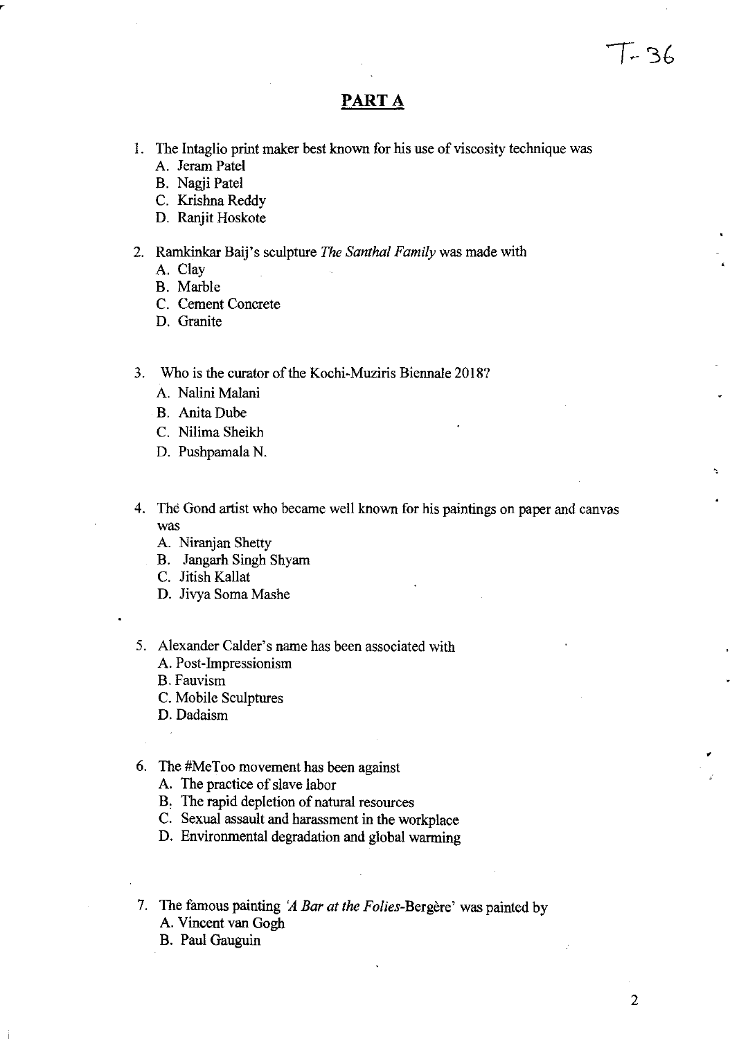T- 36

## PART A

1. The Intaglio print maker best known for his use of viscosity technique was
   A. Jeram Patel
   B. Nagji Patel
   C. Krishna Reddy
   D. Ranjit Hoskote

2. Ramkinkar Baij's sculpture *The Santhal Family* was made with
   A. Clay
   B. Marble
   C. Cement Concrete
   D. Granite

3. Who is the curator of the Kochi-Muziris Biennale 2018?
   A. Nalini Malani
   B. Anita Dube
   C. Nilima Sheikh
   D. Pushpamala N.

4. The Gond artist who became well known for his paintings on paper and canvas was
   A. Niranjan Shetty
   B. Jangarh Singh Shyam
   C. Jitish Kallat
   D. Jivya Soma Mashe

5. Alexander Calder's name has been associated with
   A. Post-Impressionism
   B. Fauvism
   C. Mobile Sculptures
   D. Dadaism

6. The #MeToo movement has been against
   A. The practice of slave labor
   B. The rapid depletion of natural resources
   C. Sexual assault and harassment in the workplace
   D. Environmental degradation and global warming

7. The famous painting '*A Bar at the Folies*-Bergère' was painted by
   A. Vincent van Gogh
   B. Paul Gauguin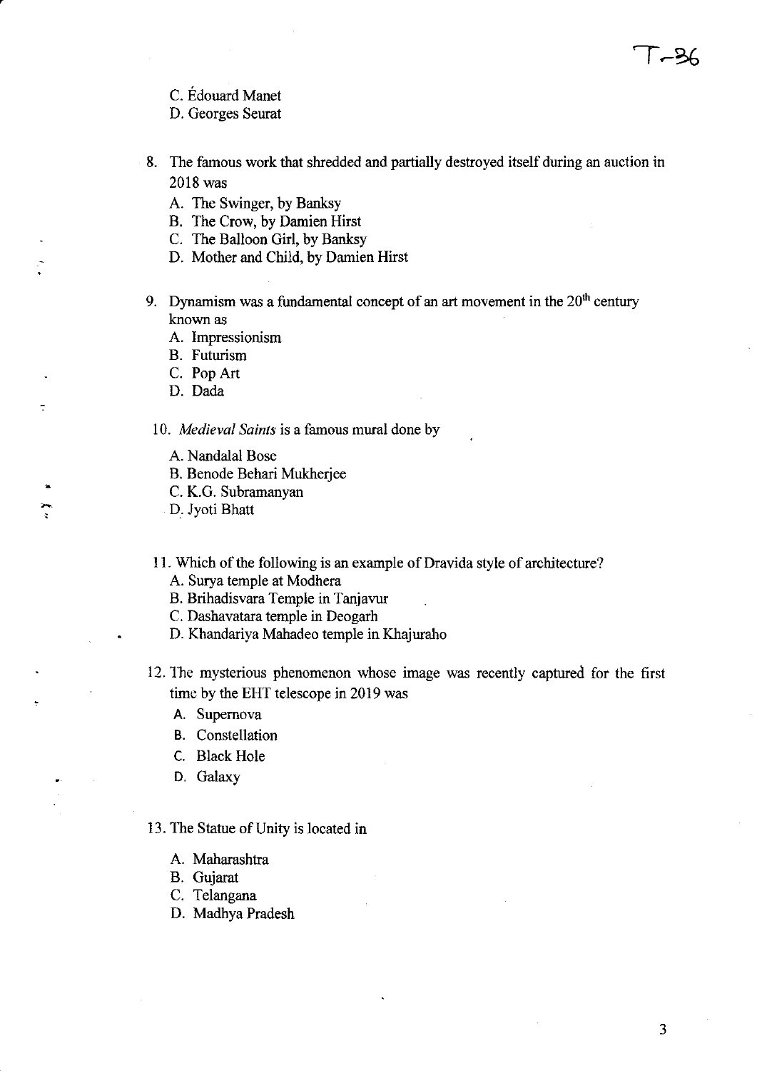C. Édouard Manet
D. Georges Seurat

8. The famous work that shredded and partially destroyed itself during an auction in 2018 was
   A. The Swinger, by Banksy
   B. The Crow, by Damien Hirst
   C. The Balloon Girl, by Banksy
   D. Mother and Child, by Damien Hirst

9. Dynamism was a fundamental concept of an art movement in the 20th century known as
   A. Impressionism
   B. Futurism
   C. Pop Art
   D. Dada

10. *Medieval Saints* is a famous mural done by
    A. Nandalal Bose
    B. Benode Behari Mukherjee
    C. K.G. Subramanyan
    D. Jyoti Bhatt

11. Which of the following is an example of Dravida style of architecture?
    A. Surya temple at Modhera
    B. Brihadisvara Temple in Tanjavur
    C. Dashavatara temple in Deogarh
    D. Khandariya Mahadeo temple in Khajuraho

12. The mysterious phenomenon whose image was recently captured for the first time by the EHT telescope in 2019 was
    A. Supernova
    B. Constellation
    C. Black Hole
    D. Galaxy

13. The Statue of Unity is located in
    A. Maharashtra
    B. Gujarat
    C. Telangana
    D. Madhya Pradesh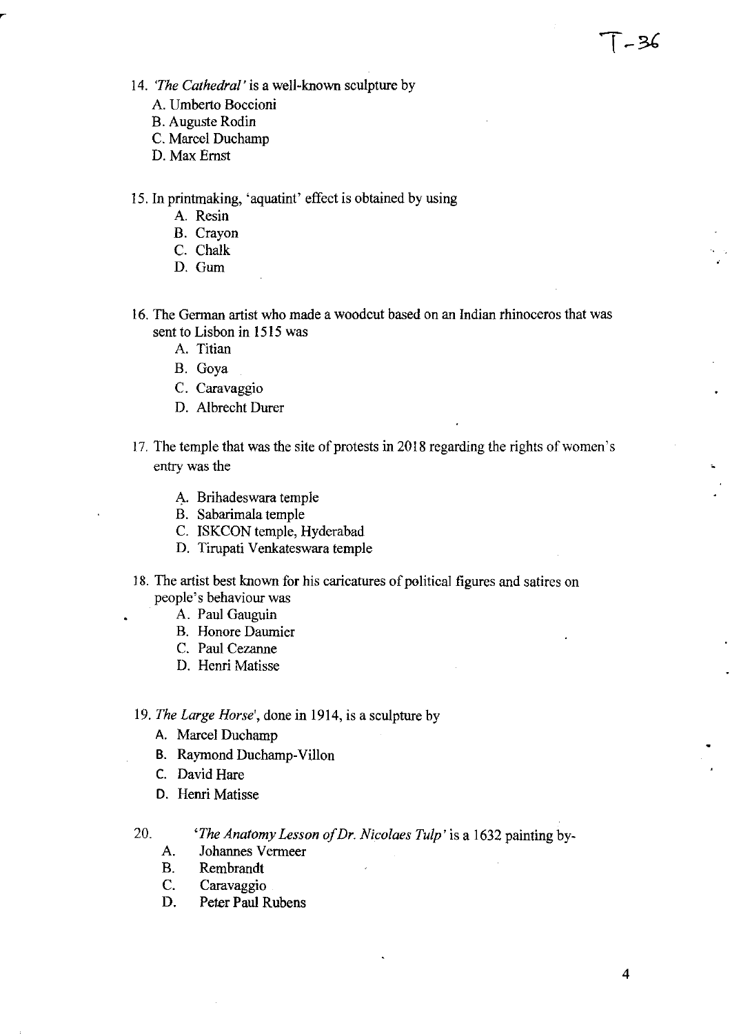14. *'The Cathedral'* is a well-known sculpture by
    A. Umberto Boccioni
    B. Auguste Rodin
    C. Marcel Duchamp
    D. Max Ernst

15. In printmaking, 'aquatint' effect is obtained by using
    A. Resin
    B. Crayon
    C. Chalk
    D. Gum

16. The German artist who made a woodcut based on an Indian rhinoceros that was sent to Lisbon in 1515 was
    A. Titian
    B. Goya
    C. Caravaggio
    D. Albrecht Durer

17. The temple that was the site of protests in 2018 regarding the rights of women's entry was the
    A. Brihadeswara temple
    B. Sabarimala temple
    C. ISKCON temple, Hyderabad
    D. Tirupati Venkateswara temple

18. The artist best known for his caricatures of political figures and satires on people's behaviour was
    A. Paul Gauguin
    B. Honore Daumier
    C. Paul Cezanne
    D. Henri Matisse

19. *The Large Horse*', done in 1914, is a sculpture by
    A. Marcel Duchamp
    B. Raymond Duchamp-Villon
    C. David Hare
    D. Henri Matisse

20. *'The Anatomy Lesson of Dr. Nicolaes Tulp'* is a 1632 painting by-
    A. Johannes Vermeer
    B. Rembrandt
    C. Caravaggio
    D. Peter Paul Rubens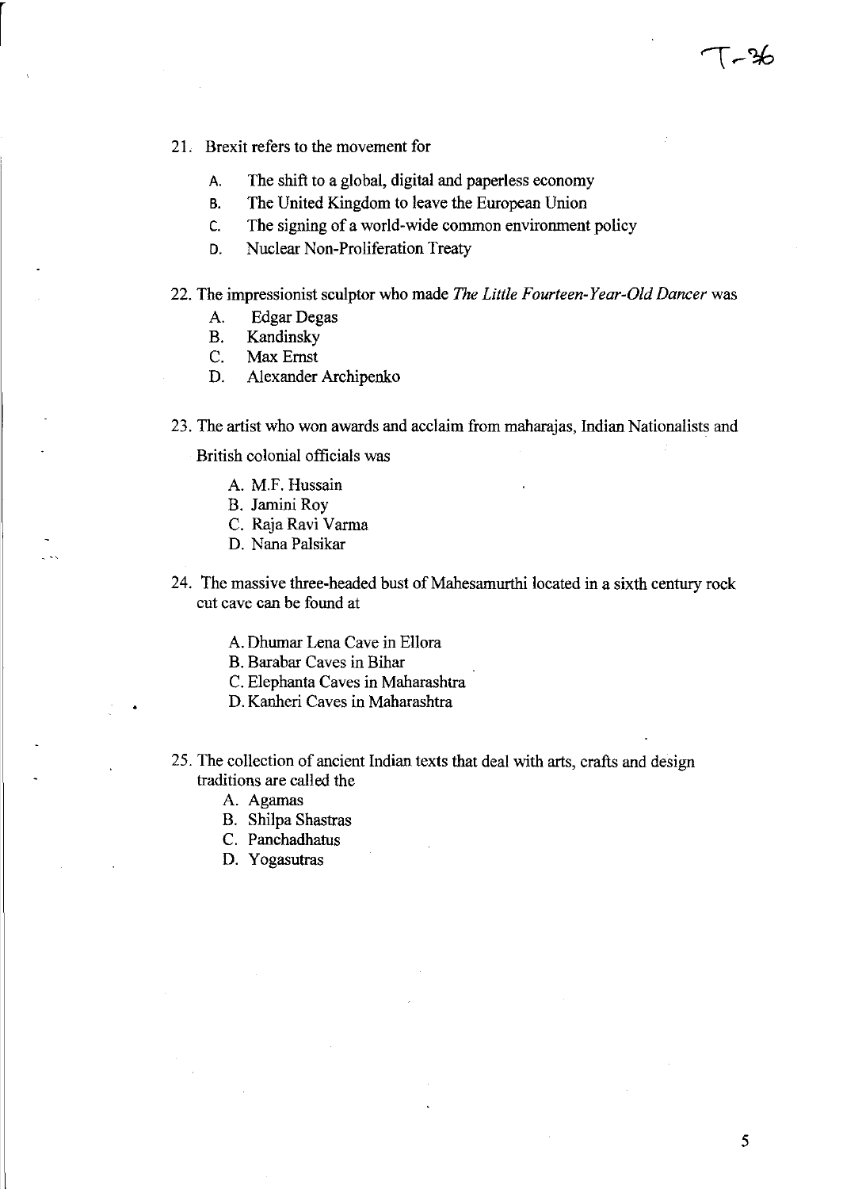21. Brexit refers to the movement for

    A. The shift to a global, digital and paperless economy
    B. The United Kingdom to leave the European Union
    C. The signing of a world-wide common environment policy
    D. Nuclear Non-Proliferation Treaty

22. The impressionist sculptor who made *The Little Fourteen-Year-Old Dancer* was

    A. Edgar Degas
    B. Kandinsky
    C. Max Ernst
    D. Alexander Archipenko

23. The artist who won awards and acclaim from maharajas, Indian Nationalists and British colonial officials was

    A. M.F. Hussain
    B. Jamini Roy
    C. Raja Ravi Varma
    D. Nana Palsikar

24. The massive three-headed bust of Mahesamurthi located in a sixth century rock cut cave can be found at

    A. Dhumar Lena Cave in Ellora
    B. Barabar Caves in Bihar
    C. Elephanta Caves in Maharashtra
    D. Kanheri Caves in Maharashtra

25. The collection of ancient Indian texts that deal with arts, crafts and design traditions are called the

    A. Agamas
    B. Shilpa Shastras
    C. Panchadhatus
    D. Yogasutras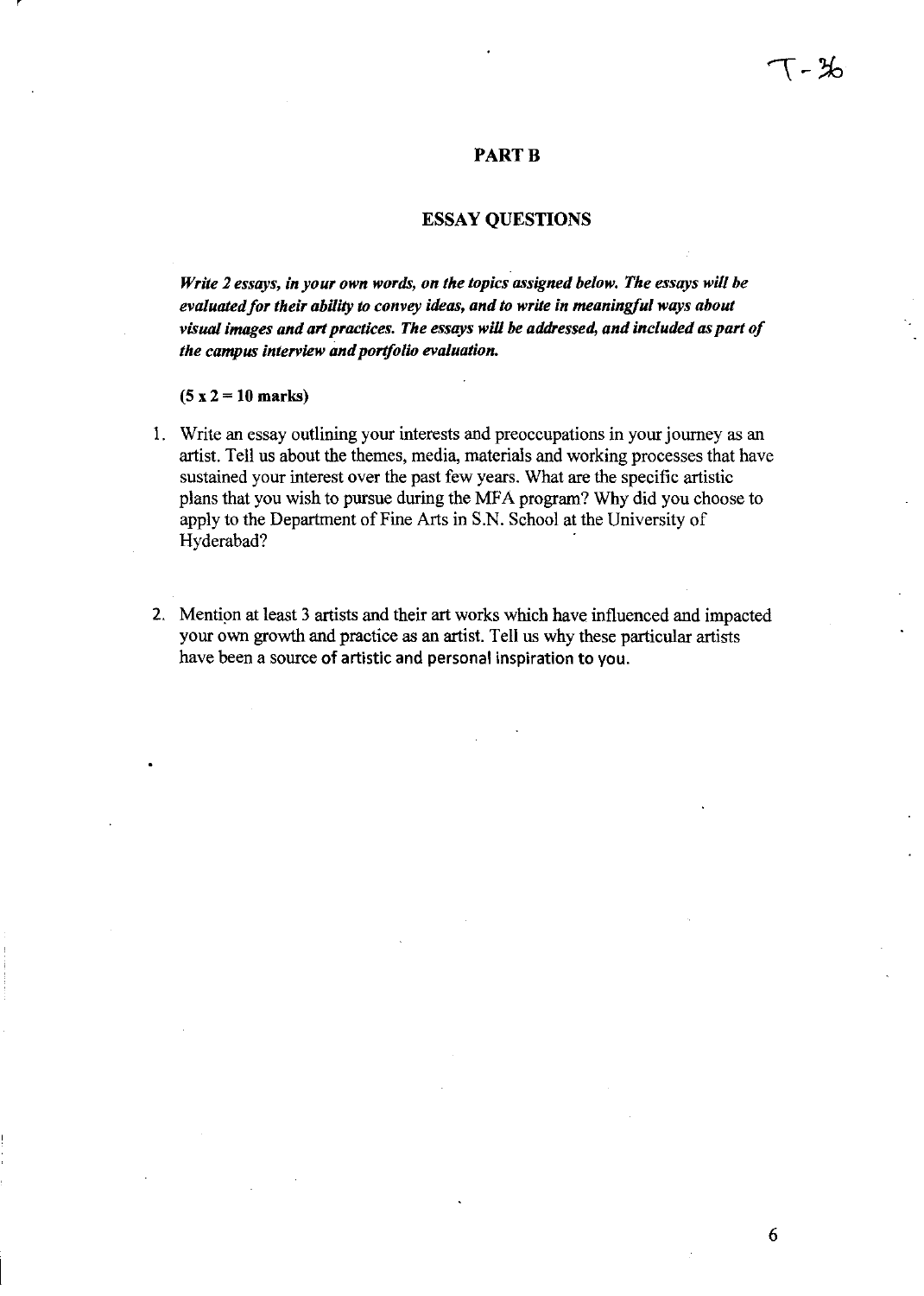T-36

## PART B

## ESSAY QUESTIONS

***Write 2 essays, in your own words, on the topics assigned below. The essays will be evaluated for their ability to convey ideas, and to write in meaningful ways about visual images and art practices. The essays will be addressed, and included as part of the campus interview and portfolio evaluation.***

**(5 x 2 = 10 marks)**

1. Write an essay outlining your interests and preoccupations in your journey as an artist. Tell us about the themes, media, materials and working processes that have sustained your interest over the past few years. What are the specific artistic plans that you wish to pursue during the MFA program? Why did you choose to apply to the Department of Fine Arts in S.N. School at the University of Hyderabad?

2. Mention at least 3 artists and their art works which have influenced and impacted your own growth and practice as an artist. Tell us why these particular artists have been a source of artistic and personal inspiration to you.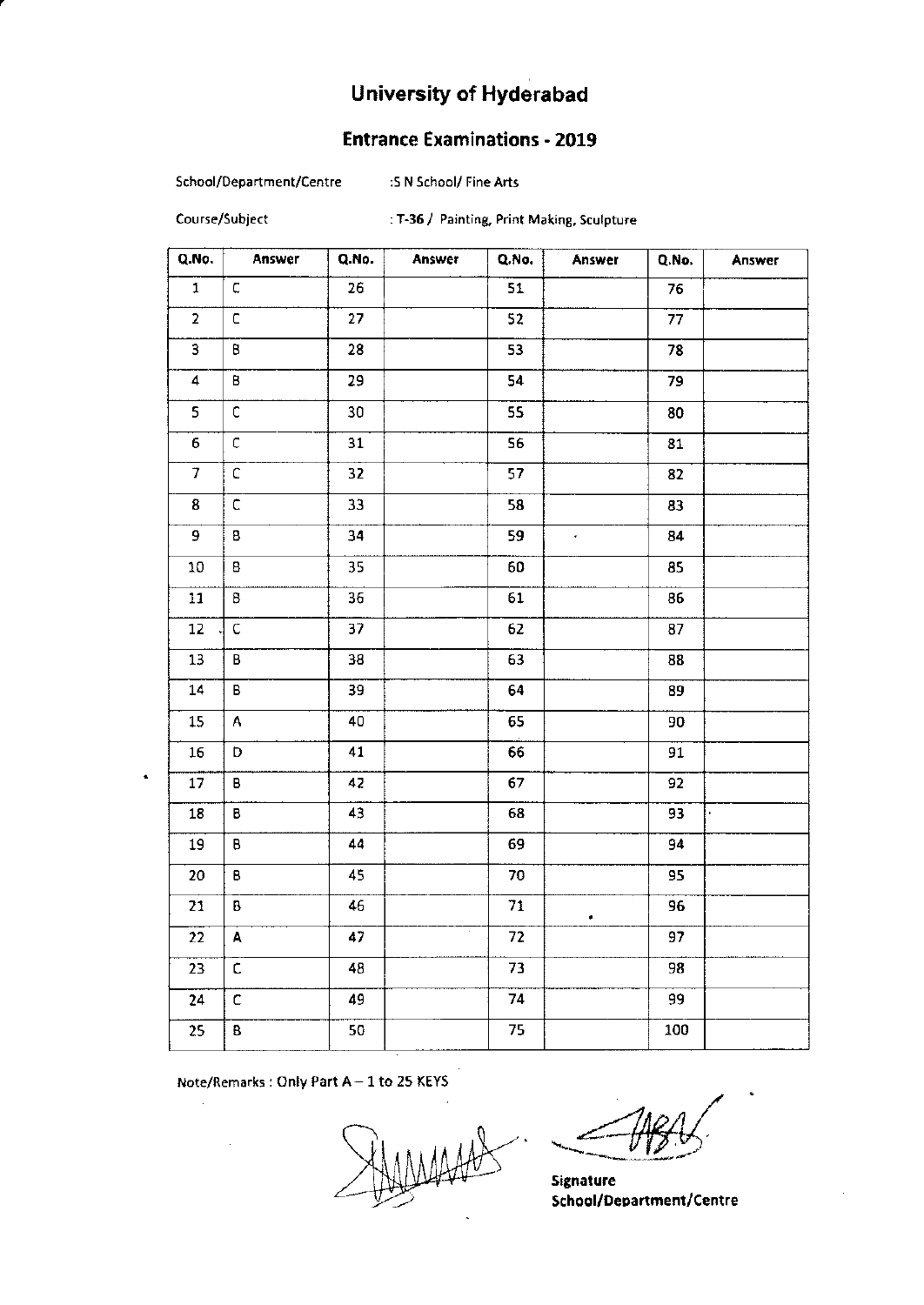# University of Hyderabad

## Entrance Examinations - 2019

School/Department/Centre : S N School/ Fine Arts

Course/Subject : T-36 / Painting, Print Making, Sculpture

| Q.No. | Answer | Q.No. | Answer | Q.No. | Answer | Q.No. | Answer |
|---|---|---|---|---|---|---|---|
| 1 | C | 26 | | 51 | | 76 | |
| 2 | C | 27 | | 52 | | 77 | |
| 3 | B | 28 | | 53 | | 78 | |
| 4 | B | 29 | | 54 | | 79 | |
| 5 | C | 30 | | 55 | | 80 | |
| 6 | C | 31 | | 56 | | 81 | |
| 7 | C | 32 | | 57 | | 82 | |
| 8 | C | 33 | | 58 | | 83 | |
| 9 | B | 34 | | 59 | | 84 | |
| 10 | B | 35 | | 60 | | 85 | |
| 11 | B | 36 | | 61 | | 86 | |
| 12 | C | 37 | | 62 | | 87 | |
| 13 | B | 38 | | 63 | | 88 | |
| 14 | B | 39 | | 64 | | 89 | |
| 15 | A | 40 | | 65 | | 90 | |
| 16 | D | 41 | | 66 | | 91 | |
| 17 | B | 42 | | 67 | | 92 | |
| 18 | B | 43 | | 68 | | 93 | |
| 19 | B | 44 | | 69 | | 94 | |
| 20 | B | 45 | | 70 | | 95 | |
| 21 | B | 46 | | 71 | | 96 | |
| 22 | A | 47 | | 72 | | 97 | |
| 23 | C | 48 | | 73 | | 98 | |
| 24 | C | 49 | | 74 | | 99 | |
| 25 | B | 50 | | 75 | | 100 | |

Note/Remarks : Only Part A – 1 to 25 KEYS

**Signature**
**School/Department/Centre**